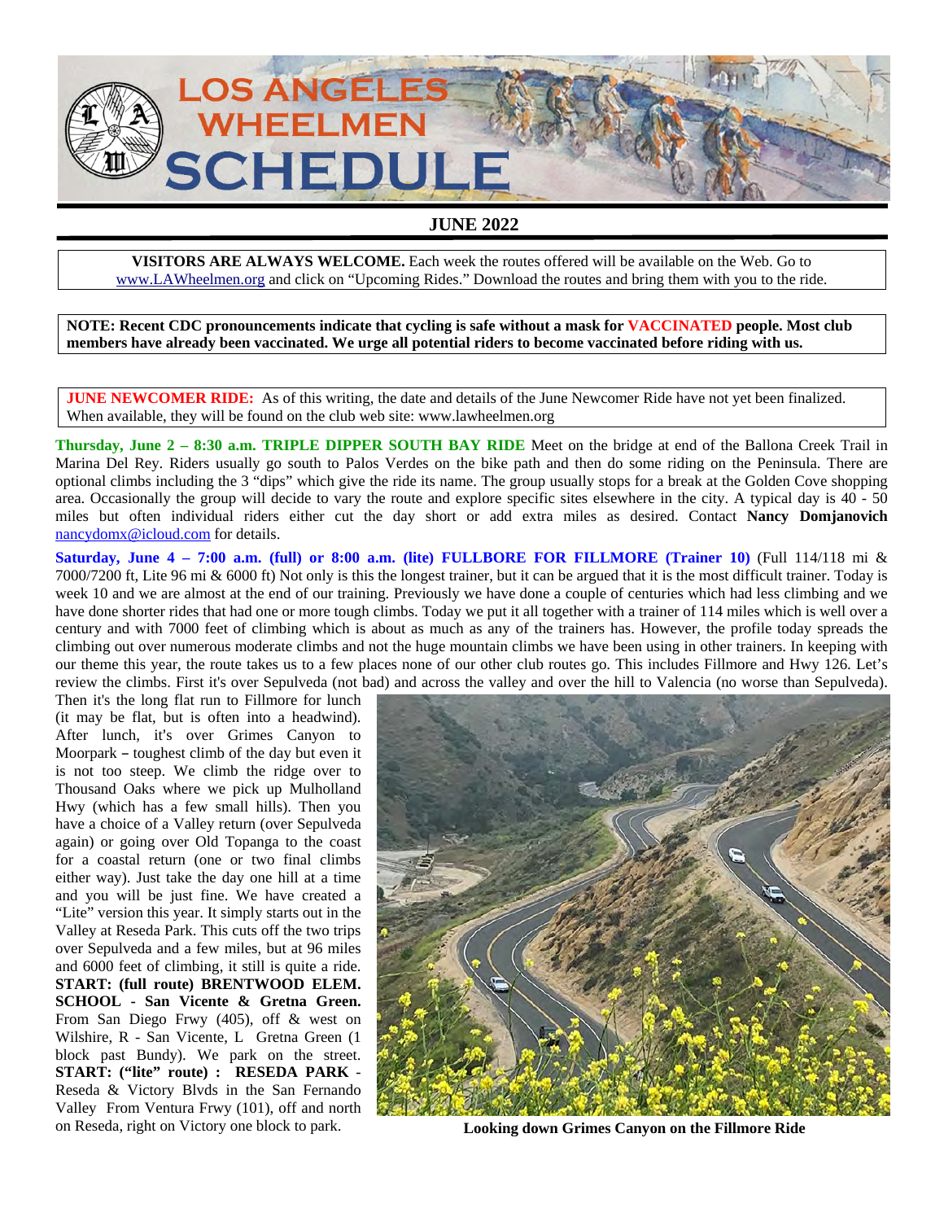# LOS ANGELES WHEELMEN SCHEDULE

## JUNE 2022

**VISITORS ARE ALWAYS WELCOME.** Each week the routes offered will be available on the Web. Go to www.LAWheelmen.org and click on "Upcoming Rides." Download the routes and bring them with you to the ride.

**NOTE: Recent CDC pronouncements indicate that cycling is safe without a mask for VACCINATED people. Most club members have already been vaccinated. We urge all potential riders to become vaccinated before riding with us.**

**JUNE NEWCOMER RIDE:** As of this writing, the date and details of the June Newcomer Ride have not yet been finalized. When available, they will be found on the club web site: www.lawheelmen.org

**Thursday, June 2 – 8:30 a.m. TRIPLE DIPPER SOUTH BAY RIDE** Meet on the bridge at end of the Ballona Creek Trail in Marina Del Rey. Riders usually go south to Palos Verdes on the bike path and then do some riding on the Peninsula. There are optional climbs including the 3 "dips" which give the ride its name. The group usually stops for a break at the Golden Cove shopping area. Occasionally the group will decide to vary the route and explore specific sites elsewhere in the city. A typical day is 40 - 50 miles but often individual riders either cut the day short or add extra miles as desired. Contact **Nancy Domjanovich** nancydomx@icloud.com for details.

**Saturday, June 4 – 7:00 a.m. (full) or 8:00 a.m. (lite) FULLBORE FOR FILLMORE (Trainer 10)** (Full 114/118 mi & 7000/7200 ft, Lite 96 mi & 6000 ft) Not only is this the longest trainer, but it can be argued that it is the most difficult trainer. Today is week 10 and we are almost at the end of our training. Previously we have done a couple of centuries which had less climbing and we have done shorter rides that had one or more tough climbs. Today we put it all together with a trainer of 114 miles which is well over a century and with 7000 feet of climbing which is about as much as any of the trainers has. However, the profile today spreads the climbing out over numerous moderate climbs and not the huge mountain climbs we have been using in other trainers. In keeping with our theme this year, the route takes us to a few places none of our other club routes go. This includes Fillmore and Hwy 126. Let's review the climbs. First it's over Sepulveda (not bad) and across the valley and over the hill to Valencia (no worse than Sepulveda). Then it's the long flat run to Fillmore for lunch (it may be flat, but is often into a headwind). After lunch, it's over Grimes Canyon to Moorpark – toughest climb of the day but even it is not too steep. We climb the ridge over to Thousand Oaks where we pick up Mulholland Hwy (which has a few small hills). Then you have a choice of a Valley return (over Sepulveda again) or going over Old Topanga to the coast for a coastal return (one or two final climbs either way). Just take the day one hill at a time and you will be just fine. We have created a "Lite" version this year. It simply starts out in the Valley at Reseda Park. This cuts off the two trips over Sepulveda and a few miles, but at 96 miles and 6000 feet of climbing, it still is quite a ride. **START: (full route) BRENTWOOD ELEM. SCHOOL - San Vicente & Gretna Green.** From San Diego Frwy (405), off & west on Wilshire, R - San Vicente, L Gretna Green (1 block past Bundy). We park on the street. **START: ("lite" route) : RESEDA PARK** - Reseda & Victory Blvds in the San Fernando Valley From Ventura Frwy (101), off and north on Reseda, right on Victory one block to park.

**Looking down Grimes Canyon on the Fillmore Ride**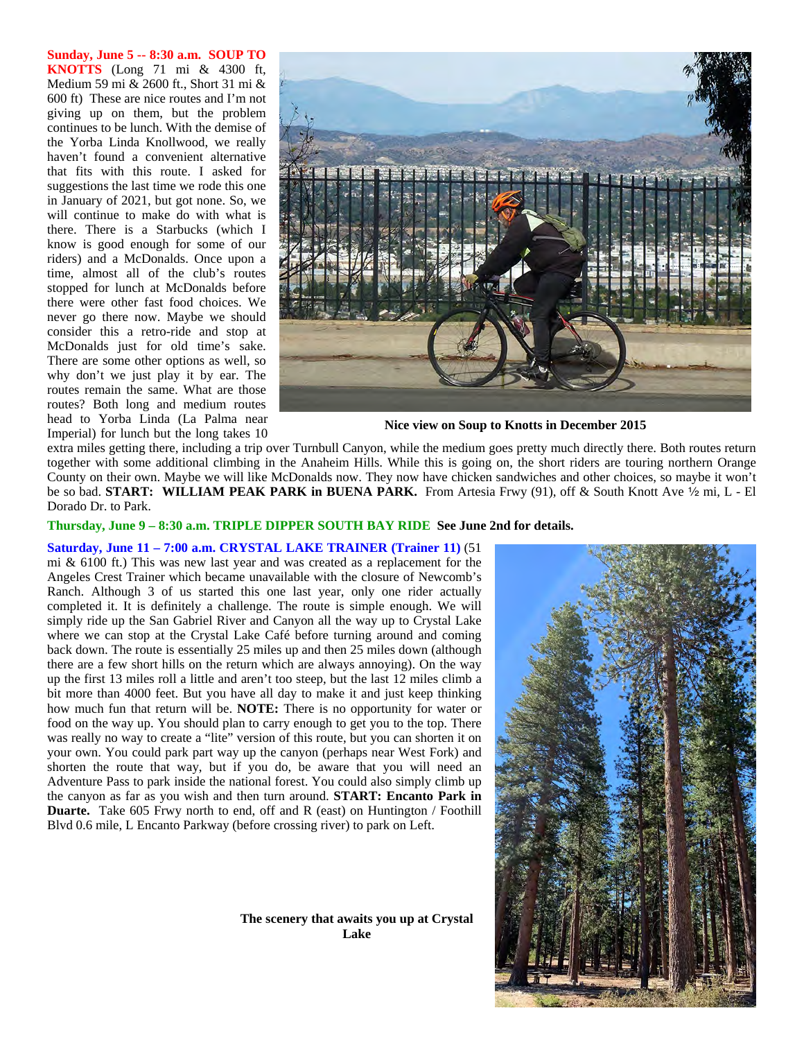**Sunday, June 5 -- 8:30 a.m. SOUP TO KNOTTS** (Long 71 mi & 4300 ft, Medium 59 mi & 2600 ft., Short 31 mi & 600 ft) These are nice routes and I'm not giving up on them, but the problem continues to be lunch. With the demise of the Yorba Linda Knollwood, we really haven't found a convenient alternative that fits with this route. I asked for suggestions the last time we rode this one in January of 2021, but got none. So, we will continue to make do with what is there. There is a Starbucks (which I know is good enough for some of our riders) and a McDonalds. Once upon a time, almost all of the club's routes stopped for lunch at McDonalds before there were other fast food choices. We never go there now. Maybe we should consider this a retro-ride and stop at McDonalds just for old time's sake. There are some other options as well, so why don't we just play it by ear. The routes remain the same. What are those routes? Both long and medium routes head to Yorba Linda (La Palma near Imperial) for lunch but the long takes 10 extra miles getting there, including a trip over Turnbull Canyon, while the medium goes pretty much directly there. Both routes return together with some additional climbing in the Anaheim Hills. While this is going on, the short riders are touring northern Orange County on their own. Maybe we will like McDonalds now. They now have chicken sandwiches and other choices, so maybe it won't be so bad. **START: WILLIAM PEAK PARK in BUENA PARK.** From Artesia Frwy (91), off & South Knott Ave ½ mi, L - El Dorado Dr. to Park.

**Nice view on Soup to Knotts in December 2015**

**Thursday, June 9 – 8:30 a.m. TRIPLE DIPPER SOUTH BAY RIDE See June 2nd for details.**

**Saturday, June 11 – 7:00 a.m. CRYSTAL LAKE TRAINER (Trainer 11)** (51 mi & 6100 ft.) This was new last year and was created as a replacement for the Angeles Crest Trainer which became unavailable with the closure of Newcomb's Ranch. Although 3 of us started this one last year, only one rider actually completed it. It is definitely a challenge. The route is simple enough. We will simply ride up the San Gabriel River and Canyon all the way up to Crystal Lake where we can stop at the Crystal Lake Café before turning around and coming back down. The route is essentially 25 miles up and then 25 miles down (although there are a few short hills on the return which are always annoying). On the way up the first 13 miles roll a little and aren't too steep, but the last 12 miles climb a bit more than 4000 feet. But you have all day to make it and just keep thinking how much fun that return will be. **NOTE:** There is no opportunity for water or food on the way up. You should plan to carry enough to get you to the top. There was really no way to create a "lite" version of this route, but you can shorten it on your own. You could park part way up the canyon (perhaps near West Fork) and shorten the route that way, but if you do, be aware that you will need an Adventure Pass to park inside the national forest. You could also simply climb up the canyon as far as you wish and then turn around. **START: Encanto Park in Duarte.** Take 605 Frwy north to end, off and R (east) on Huntington / Foothill Blvd 0.6 mile, L Encanto Parkway (before crossing river) to park on Left.

**The scenery that awaits you up at Crystal Lake**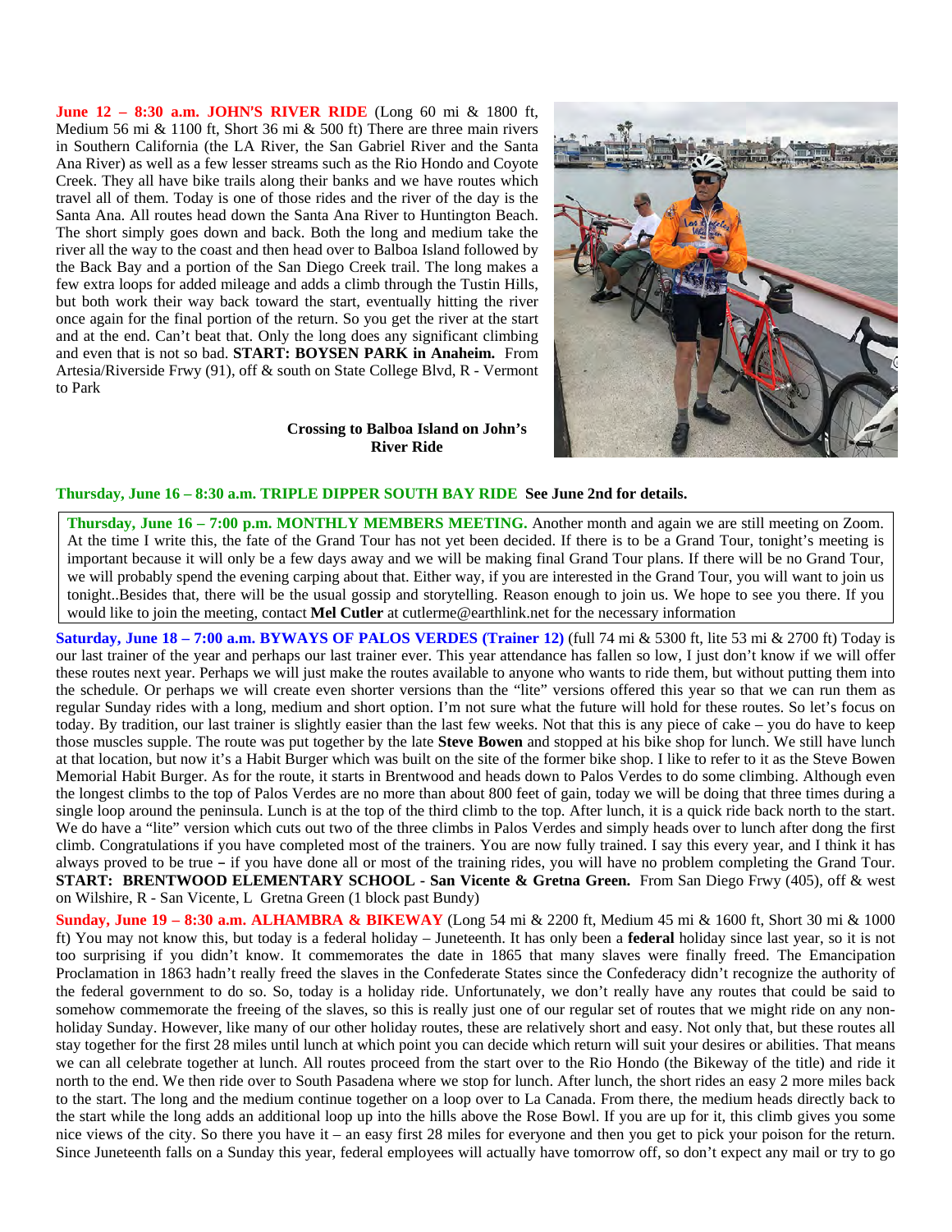**June 12 – 8:30 a.m. JOHN'S RIVER RIDE** (Long 60 mi & 1800 ft, Medium 56 mi & 1100 ft, Short 36 mi & 500 ft) There are three main rivers in Southern California (the LA River, the San Gabriel River and the Santa Ana River) as well as a few lesser streams such as the Rio Hondo and Coyote Creek. They all have bike trails along their banks and we have routes which travel all of them. Today is one of those rides and the river of the day is the Santa Ana. All routes head down the Santa Ana River to Huntington Beach. The short simply goes down and back. Both the long and medium take the river all the way to the coast and then head over to Balboa Island followed by the Back Bay and a portion of the San Diego Creek trail. The long makes a few extra loops for added mileage and adds a climb through the Tustin Hills, but both work their way back toward the start, eventually hitting the river once again for the final portion of the return. So you get the river at the start and at the end. Can't beat that. Only the long does any significant climbing and even that is not so bad. **START: BOYSEN PARK in Anaheim.** From Artesia/Riverside Frwy (91), off & south on State College Blvd, R - Vermont to Park

**Crossing to Balboa Island on John's River Ride**

**Thursday, June 16 – 8:30 a.m. TRIPLE DIPPER SOUTH BAY RIDE See June 2nd for details.**

**Thursday, June 16 – 7:00 p.m. MONTHLY MEMBERS MEETING.** Another month and again we are still meeting on Zoom. At the time I write this, the fate of the Grand Tour has not yet been decided. If there is to be a Grand Tour, tonight's meeting is important because it will only be a few days away and we will be making final Grand Tour plans. If there will be no Grand Tour, we will probably spend the evening carping about that. Either way, if you are interested in the Grand Tour, you will want to join us tonight..Besides that, there will be the usual gossip and storytelling. Reason enough to join us. We hope to see you there. If you would like to join the meeting, contact **Mel Cutler** at cutlerme@earthlink.net for the necessary information

**Saturday, June 18 – 7:00 a.m. BYWAYS OF PALOS VERDES (Trainer 12)** (full 74 mi & 5300 ft, lite 53 mi & 2700 ft) Today is our last trainer of the year and perhaps our last trainer ever. This year attendance has fallen so low, I just don't know if we will offer these routes next year. Perhaps we will just make the routes available to anyone who wants to ride them, but without putting them into the schedule. Or perhaps we will create even shorter versions than the "lite" versions offered this year so that we can run them as regular Sunday rides with a long, medium and short option. I'm not sure what the future will hold for these routes. So let's focus on today. By tradition, our last trainer is slightly easier than the last few weeks. Not that this is any piece of cake – you do have to keep those muscles supple. The route was put together by the late **Steve Bowen** and stopped at his bike shop for lunch. We still have lunch at that location, but now it's a Habit Burger which was built on the site of the former bike shop. I like to refer to it as the Steve Bowen Memorial Habit Burger. As for the route, it starts in Brentwood and heads down to Palos Verdes to do some climbing. Although even the longest climbs to the top of Palos Verdes are no more than about 800 feet of gain, today we will be doing that three times during a single loop around the peninsula. Lunch is at the top of the third climb to the top. After lunch, it is a quick ride back north to the start. We do have a "lite" version which cuts out two of the three climbs in Palos Verdes and simply heads over to lunch after dong the first climb. Congratulations if you have completed most of the trainers. You are now fully trained. I say this every year, and I think it has always proved to be true – if you have done all or most of the training rides, you will have no problem completing the Grand Tour. **START: BRENTWOOD ELEMENTARY SCHOOL - San Vicente & Gretna Green.** From San Diego Frwy (405), off & west on Wilshire, R - San Vicente, L Gretna Green (1 block past Bundy)

**Sunday, June 19 – 8:30 a.m. ALHAMBRA & BIKEWAY** (Long 54 mi & 2200 ft, Medium 45 mi & 1600 ft, Short 30 mi & 1000 ft) You may not know this, but today is a federal holiday – Juneteenth. It has only been a **federal** holiday since last year, so it is not too surprising if you didn't know. It commemorates the date in 1865 that many slaves were finally freed. The Emancipation Proclamation in 1863 hadn't really freed the slaves in the Confederate States since the Confederacy didn't recognize the authority of the federal government to do so. So, today is a holiday ride. Unfortunately, we don't really have any routes that could be said to somehow commemorate the freeing of the slaves, so this is really just one of our regular set of routes that we might ride on any non-holiday Sunday. However, like many of our other holiday routes, these are relatively short and easy. Not only that, but these routes all stay together for the first 28 miles until lunch at which point you can decide which return will suit your desires or abilities. That means we can all celebrate together at lunch. All routes proceed from the start over to the Rio Hondo (the Bikeway of the title) and ride it north to the end. We then ride over to South Pasadena where we stop for lunch. After lunch, the short rides an easy 2 more miles back to the start. The long and the medium continue together on a loop over to La Canada. From there, the medium heads directly back to the start while the long adds an additional loop up into the hills above the Rose Bowl. If you are up for it, this climb gives you some nice views of the city. So there you have it – an easy first 28 miles for everyone and then you get to pick your poison for the return. Since Juneteenth falls on a Sunday this year, federal employees will actually have tomorrow off, so don't expect any mail or try to go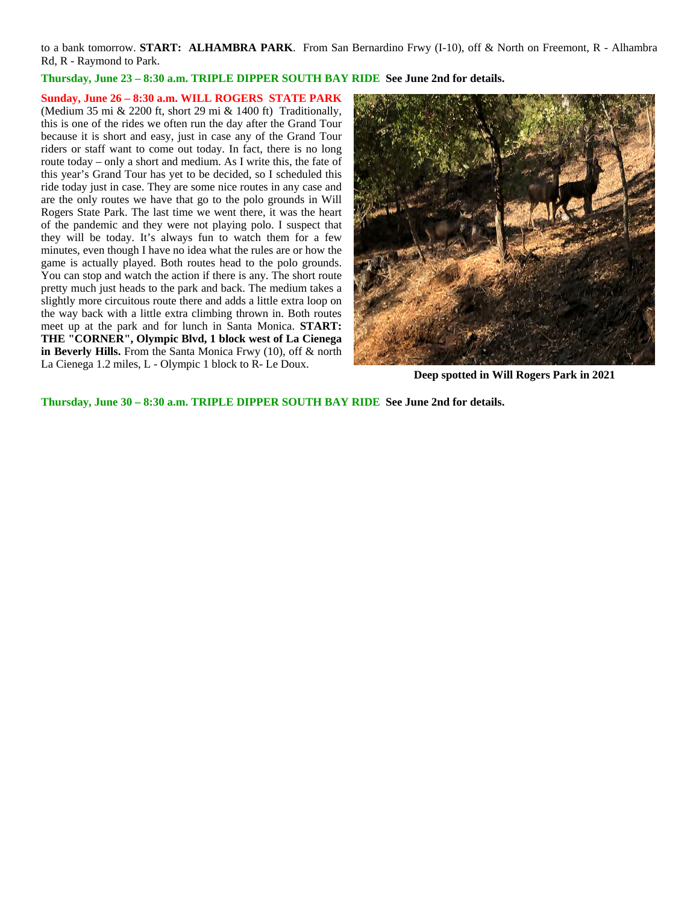to a bank tomorrow. **START: ALHAMBRA PARK**. From San Bernardino Frwy (I-10), off & North on Freemont, R - Alhambra Rd, R - Raymond to Park.

**Thursday, June 23 – 8:30 a.m. TRIPLE DIPPER SOUTH BAY RIDE See June 2nd for details.**

**Sunday, June 26 – 8:30 a.m. WILL ROGERS STATE PARK** (Medium 35 mi & 2200 ft, short 29 mi & 1400 ft) Traditionally, this is one of the rides we often run the day after the Grand Tour because it is short and easy, just in case any of the Grand Tour riders or staff want to come out today. In fact, there is no long route today – only a short and medium. As I write this, the fate of this year's Grand Tour has yet to be decided, so I scheduled this ride today just in case. They are some nice routes in any case and are the only routes we have that go to the polo grounds in Will Rogers State Park. The last time we went there, it was the heart of the pandemic and they were not playing polo. I suspect that they will be today. It's always fun to watch them for a few minutes, even though I have no idea what the rules are or how the game is actually played. Both routes head to the polo grounds. You can stop and watch the action if there is any. The short route pretty much just heads to the park and back. The medium takes a slightly more circuitous route there and adds a little extra loop on the way back with a little extra climbing thrown in. Both routes meet up at the park and for lunch in Santa Monica. **START: THE "CORNER", Olympic Blvd, 1 block west of La Cienega in Beverly Hills.** From the Santa Monica Frwy (10), off & north La Cienega 1.2 miles, L - Olympic 1 block to R- Le Doux.

**Deep spotted in Will Rogers Park in 2021**

**Thursday, June 30 – 8:30 a.m. TRIPLE DIPPER SOUTH BAY RIDE See June 2nd for details.**